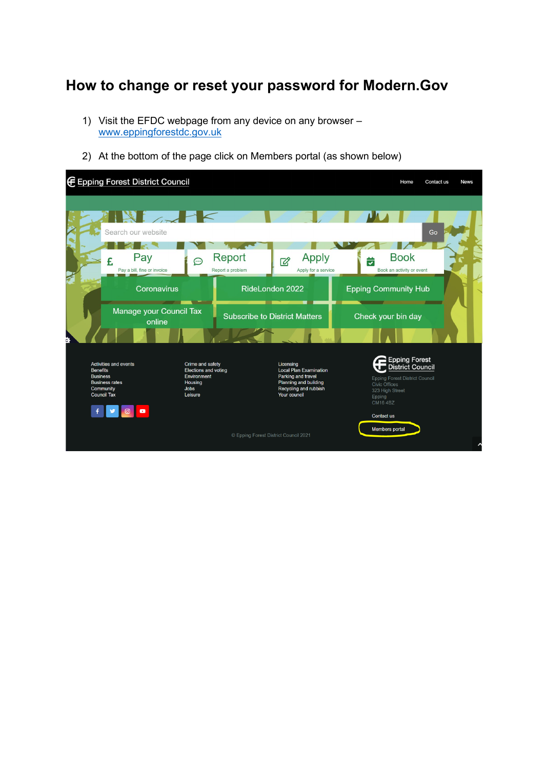# How to change or reset your password for Modern.Gov

1) Visit the EFDC webpage from any device on any browser – www.eppingforestdc.gov.uk

2) At the bottom of the page click on Members portal (as shown below)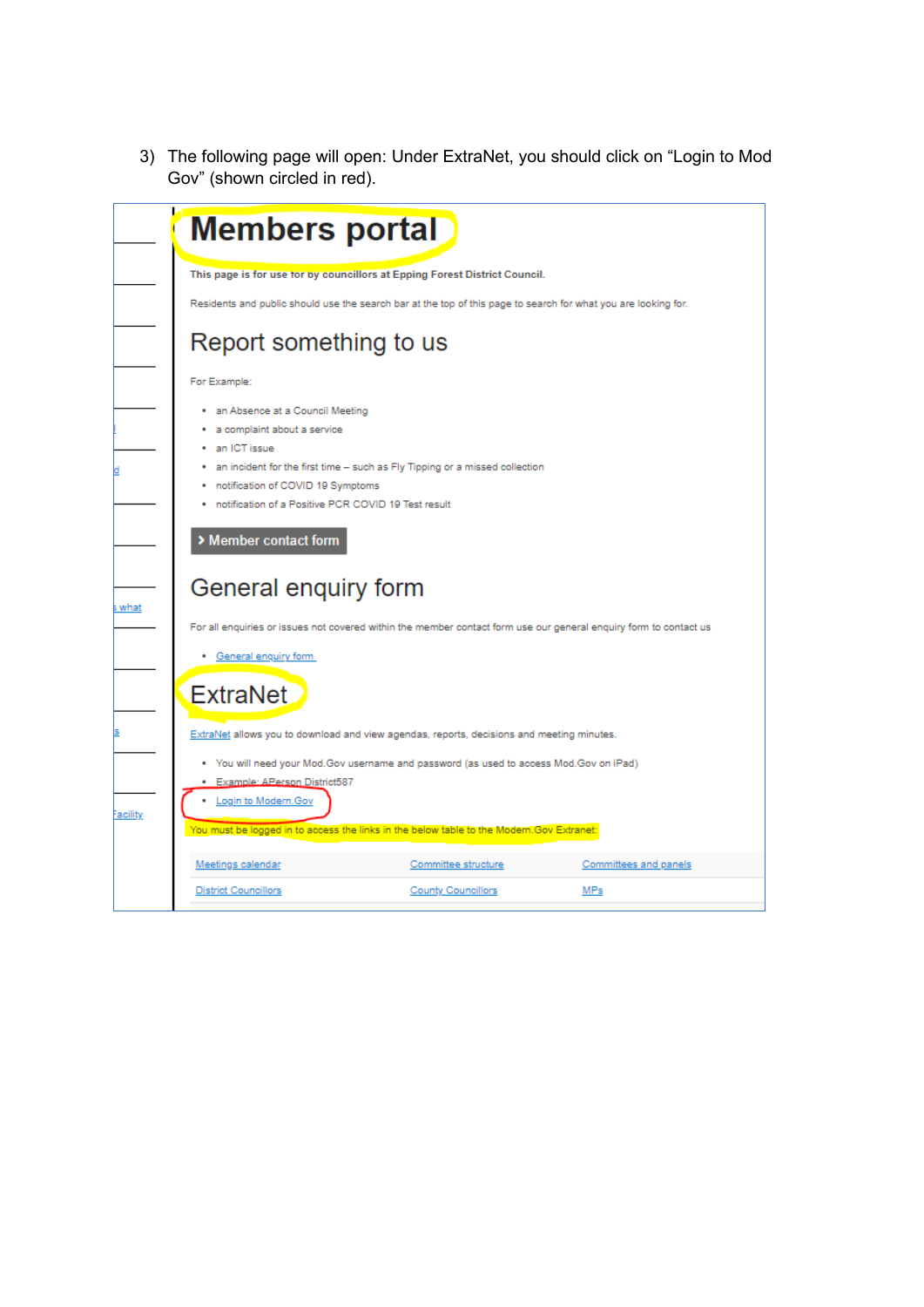3) The following page will open: Under ExtraNet, you should click on "Login to Mod Gov" (shown circled in red).

# Members portal

**This page is for use for by councillors at Epping Forest District Council.**

Residents and public should use the search bar at the top of this page to search for what you are looking for.

## Report something to us

For Example:

- an Absence at a Council Meeting
- a complaint about a service
- an ICT issue
- an incident for the first time – such as Fly Tipping or a missed collection
- notification of COVID 19 Symptoms
- notification of a Positive PCR COVID 19 Test result

> Member contact form

## General enquiry form

For all enquiries or issues not covered within the member contact form use our general enquiry form to contact us

- General enquiry form

## ExtraNet

ExtraNet allows you to download and view agendas, reports, decisions and meeting minutes.

- You will need your Mod.Gov username and password (as used to access Mod.Gov on iPad)
- Example: APerson District587
- Login to Modern.Gov

You must be logged in to access the links in the below table to the Modern.Gov Extranet:

| Meetings calendar | Committee structure | Committees and panels |
|---|---|---|
| District Councillors | County Councillors | MPs |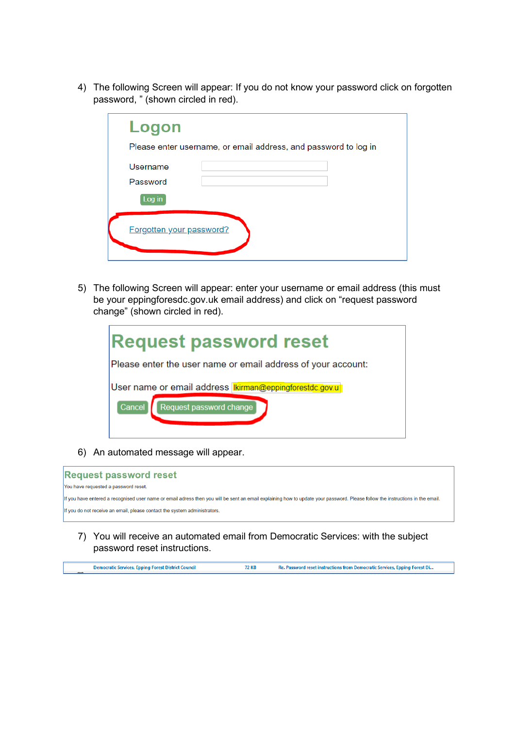4) The following Screen will appear: If you do not know your password click on forgotten password, " (shown circled in red).

**Logon**

Please enter username, or email address, and password to log in

Username

Password

Log in

Forgotten your password?

5) The following Screen will appear: enter your username or email address (this must be your eppingforesdc.gov.uk email address) and click on "request password change" (shown circled in red).

**Request password reset**

Please enter the user name or email address of your account:

User name or email address lkirman@eppingforestdc.gov.u

Cancel | Request password change

6) An automated message will appear.

**Request password reset**

You have requested a password reset.

If you have entered a recognised user name or email adress then you will be sent an email explaining how to update your password. Please follow the instructions in the email.

If you do not receive an email, please contact the system administrators.

7) You will receive an automated email from Democratic Services: with the subject password reset instructions.

| Democratic Services, Epping Forest District Council | 72 KB | Re. Password reset instructions from Democratic Services, Epping Forest Di... |
|---|---|---|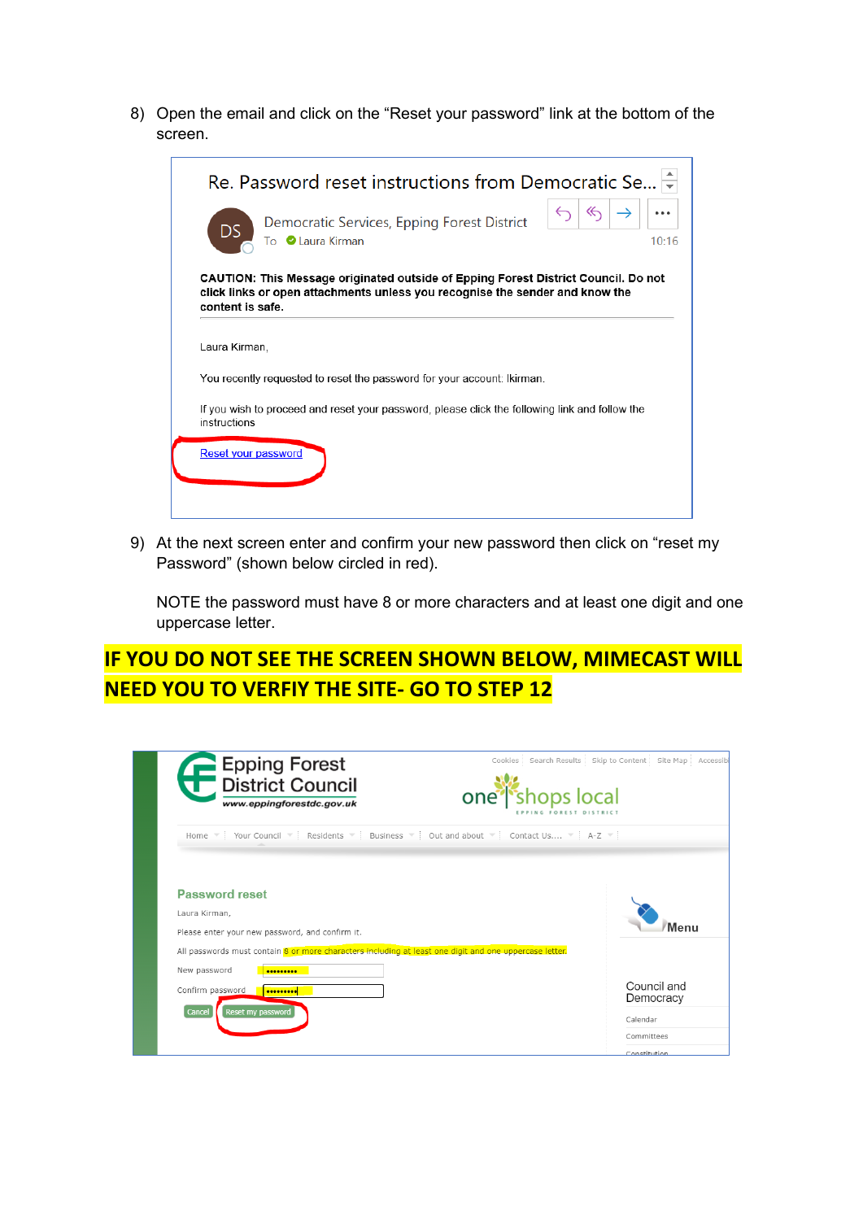8) Open the email and click on the "Reset your password" link at the bottom of the screen.

Re. Password reset instructions from Democratic Se...

DS Democratic Services, Epping Forest District

To Laura Kirman

10:16

**CAUTION: This Message originated outside of Epping Forest District Council. Do not click links or open attachments unless you recognise the sender and know the content is safe.**

Laura Kirman,

You recently requested to reset the password for your account: lkirman.

If you wish to proceed and reset your password, please click the following link and follow the instructions

Reset your password

9) At the next screen enter and confirm your new password then click on "reset my Password" (shown below circled in red).

   NOTE the password must have 8 or more characters and at least one digit and one uppercase letter.

**IF YOU DO NOT SEE THE SCREEN SHOWN BELOW, MIMECAST WILL NEED YOU TO VERFIY THE SITE- GO TO STEP 12**

Epping Forest District Council

www.eppingforestdc.gov.uk

Cookies | Search Results | Skip to Content | Site Map | Accessib

one shops local EPPING FOREST DISTRICT

Home | Your Council | Residents | Business | Out and about | Contact Us.... | A-Z

**Password reset**

Laura Kirman,

Please enter your new password, and confirm it.

All passwords must contain 8 or more characters including at least one digit and one uppercase letter.

New password ·········

Confirm password ·········

Cancel | Reset my password

Menu

Council and Democracy

Calendar

Committees

Constitution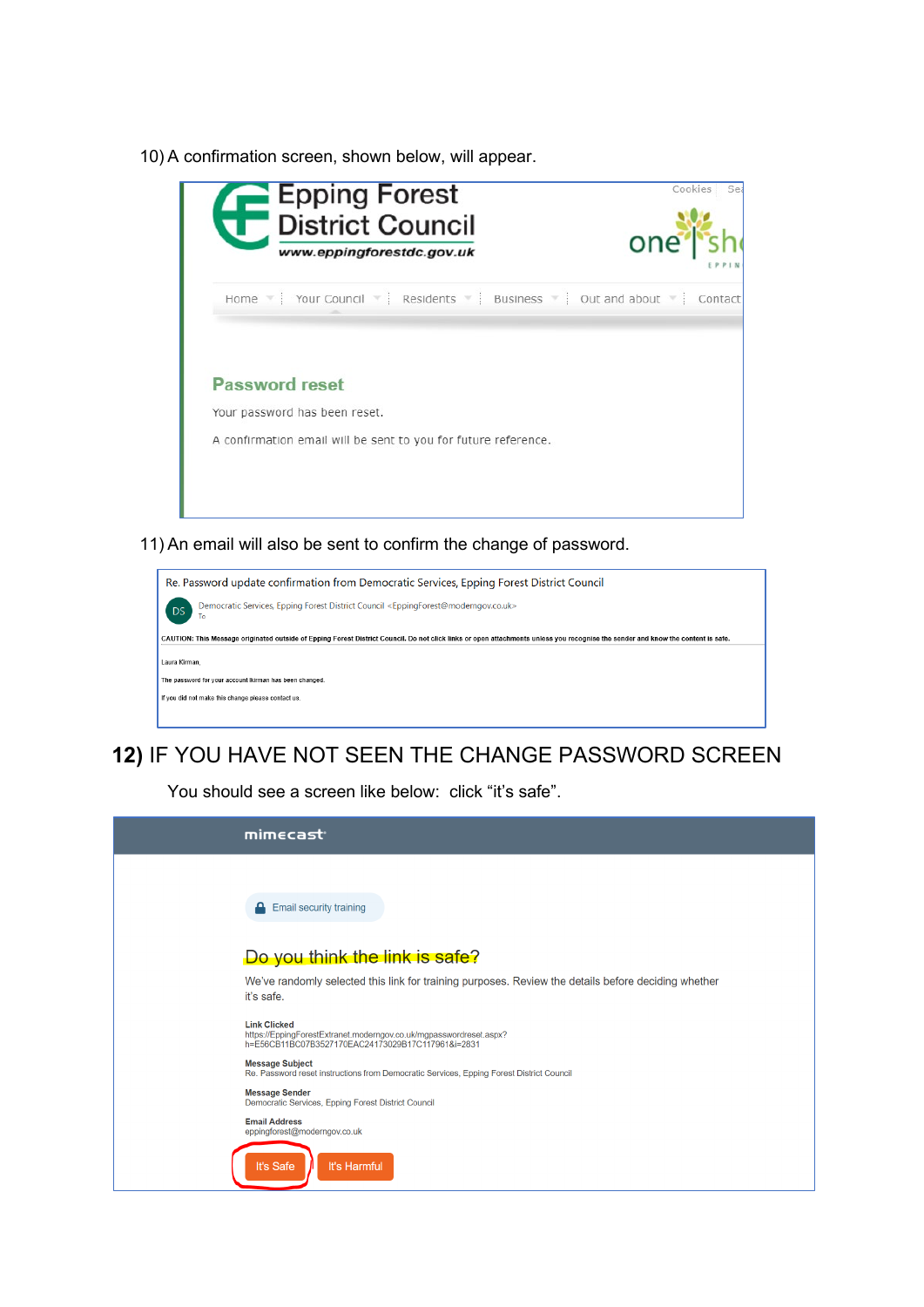10) A confirmation screen, shown below, will appear.

Epping Forest District Council

www.eppingforestdc.gov.uk

Home | Your Council | Residents | Business | Out and about | Contact

**Password reset**

Your password has been reset.

A confirmation email will be sent to you for future reference.

11) An email will also be sent to confirm the change of password.

Re. Password update confirmation from Democratic Services, Epping Forest District Council

Democratic Services, Epping Forest District Council <EppingForest@moderngov.co.uk>

To

CAUTION: This Message originated outside of Epping Forest District Council. Do not click links or open attachments unless you recognise the sender and know the content is safe.

Laura Kirman,

The password for your account lkirman has been changed.

If you did not make this change please contact us.

**12)** IF YOU HAVE NOT SEEN THE CHANGE PASSWORD SCREEN

You should see a screen like below: click "it's safe".

mimecast

Email security training

Do you think the link is safe?

We've randomly selected this link for training purposes. Review the details before deciding whether it's safe.

**Link Clicked**
https://EppingForestExtranet.moderngov.co.uk/mgpasswordreset.aspx?h=E56CB11BC07B3527170EAC24173029B17C117961&i=2831

**Message Subject**
Re. Password reset instructions from Democratic Services, Epping Forest District Council

**Message Sender**
Democratic Services, Epping Forest District Council

**Email Address**
eppingforest@moderngov.co.uk

It's Safe | It's Harmful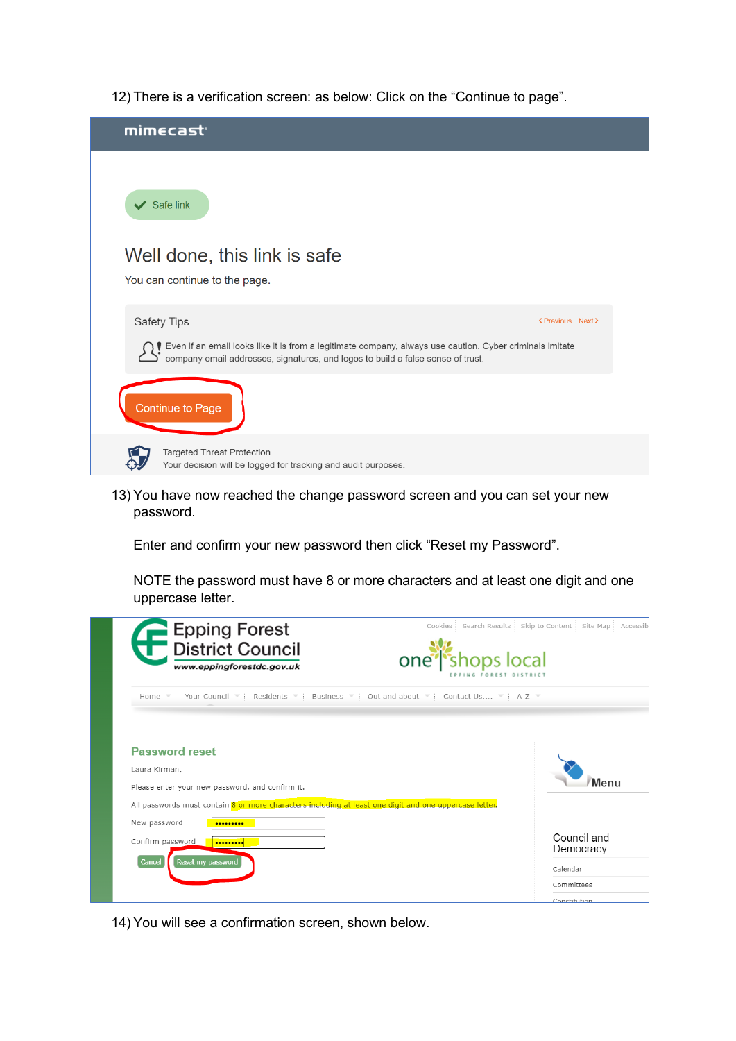12) There is a verification screen: as below: Click on the “Continue to page”.

mimecast

Safe link

Well done, this link is safe

You can continue to the page.

Safety Tips ‹ Previous Next ›

Even if an email looks like it is from a legitimate company, always use caution. Cyber criminals imitate company email addresses, signatures, and logos to build a false sense of trust.

Continue to Page

Targeted Threat Protection
Your decision will be logged for tracking and audit purposes.

13) You have now reached the change password screen and you can set your new password.

   Enter and confirm your new password then click “Reset my Password”.

   NOTE the password must have 8 or more characters and at least one digit and one uppercase letter.

Epping Forest District Council
www.eppingforestdc.gov.uk

Cookies | Search Results | Skip to Content | Site Map | Accessib

one shops local EPPING FOREST DISTRICT

Home | Your Council | Residents | Business | Out and about | Contact Us.... | A-Z

**Password reset**

Laura Kirman,

Please enter your new password, and confirm it.

All passwords must contain 8 or more characters including at least one digit and one uppercase letter.

New password ••••••••••

Confirm password ••••••••••

Cancel | Reset my password

Menu

Council and Democracy

Calendar

Committees

Constitution

14) You will see a confirmation screen, shown below.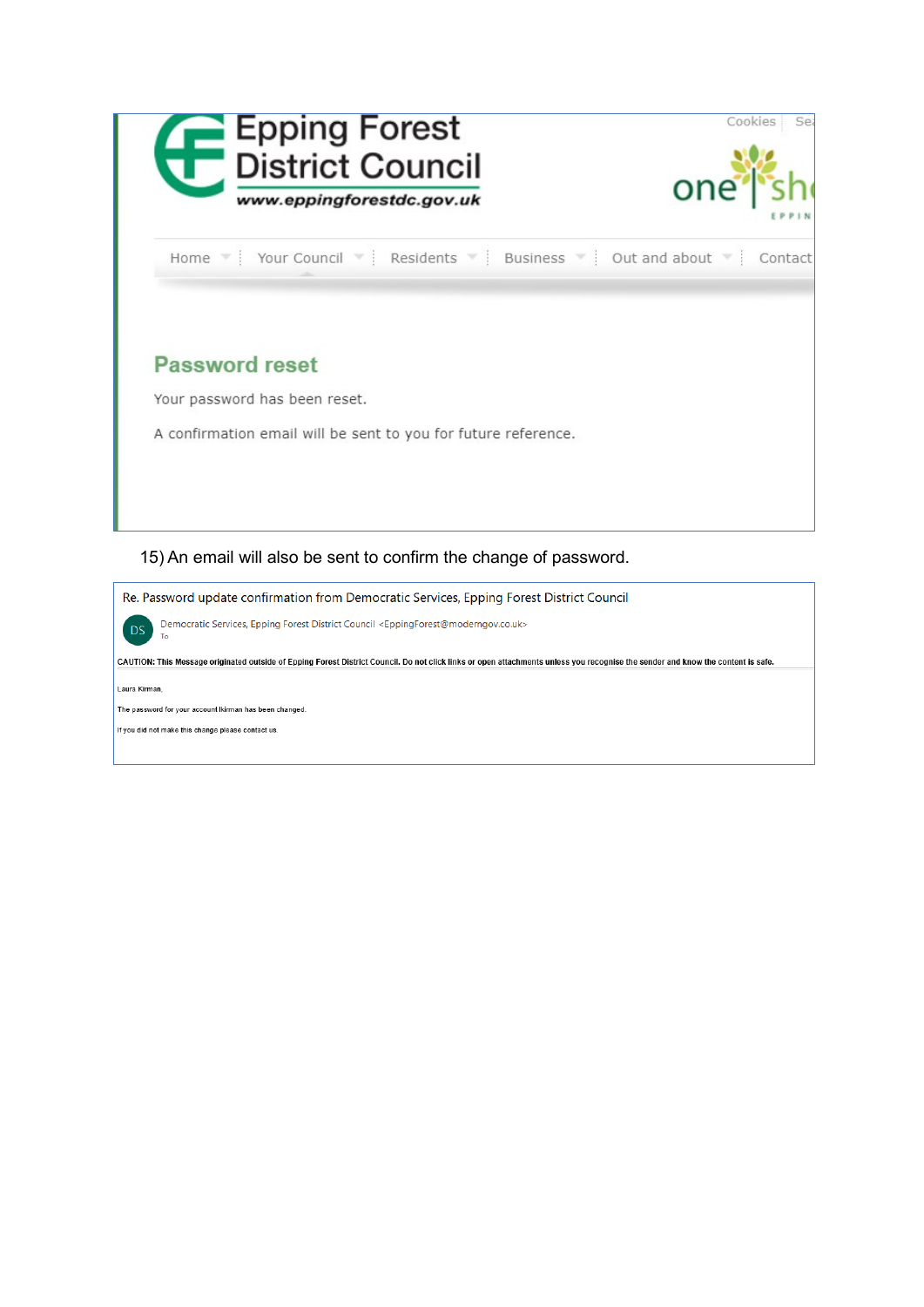Epping Forest District Council

www.eppingforestdc.gov.uk

Cookies | Se

one | sh

EPPIN

Home | Your Council | Residents | Business | Out and about | Contact

## Password reset

Your password has been reset.

A confirmation email will be sent to you for future reference.

15) An email will also be sent to confirm the change of password.

Re. Password update confirmation from Democratic Services, Epping Forest District Council

DS Democratic Services, Epping Forest District Council <EppingForest@moderngov.co.uk>

To

**CAUTION: This Message originated outside of Epping Forest District Council. Do not click links or open attachments unless you recognise the sender and know the content is safe.**

Laura Kirman,

The password for your account lkirman has been changed.

If you did not make this change please contact us.